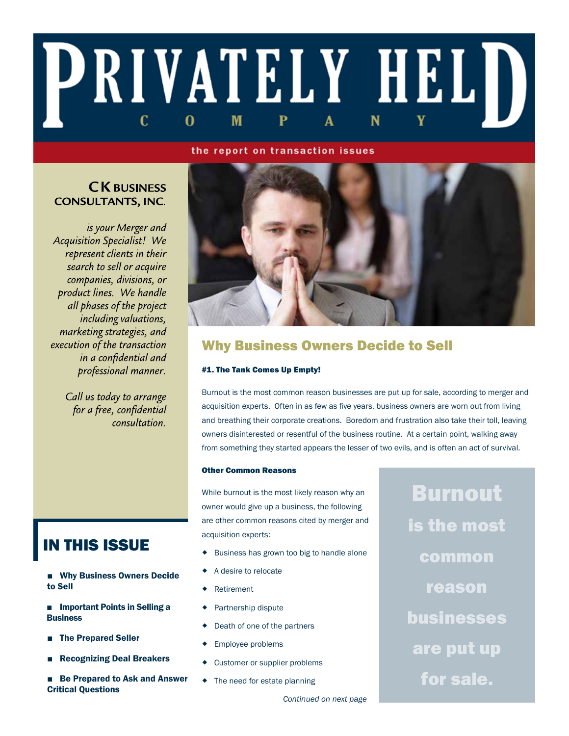# PRIVATELY HELD COMPANY

the report on transaction issues

**CK BUSINESS CONSULTANTS, INC.**

*is your Merger and Acquisition Specialist! We represent clients in their search to sell or acquire companies, divisions, or product lines. We handle all phases of the project including valuations, marketing strategies, and execution of the transaction in a confidential and professional manner.*

*Call us today to arrange for a free, confidential consultation.*

## IN THIS ISSUE

- **Why Business Owners Decide to Sell**
- **Important Points in Selling a Business**
- **The Prepared Seller**
- **Recognizing Deal Breakers**
- **Be Prepared to Ask and Answer Critical Questions**

## Why Business Owners Decide to Sell

#### #1. The Tank Comes Up Empty!

Burnout is the most common reason businesses are put up for sale, according to merger and acquisition experts. Often in as few as five years, business owners are worn out from living and breathing their corporate creations. Boredom and frustration also take their toll, leaving owners disinterested or resentful of the business routine. At a certain point, walking away from something they started appears the lesser of two evils, and is often an act of survival.

#### Other Common Reasons

While burnout is the most likely reason why an owner would give up a business, the following are other common reasons cited by merger and acquisition experts:

- Business has grown too big to handle alone
- A desire to relocate
- Retirement
- Partnership dispute
- Death of one of the partners
- Employee problems
- Customer or supplier problems
- The need for estate planning

*Continued on next page*

**Burnout is the most common reason businesses are put up for sale.**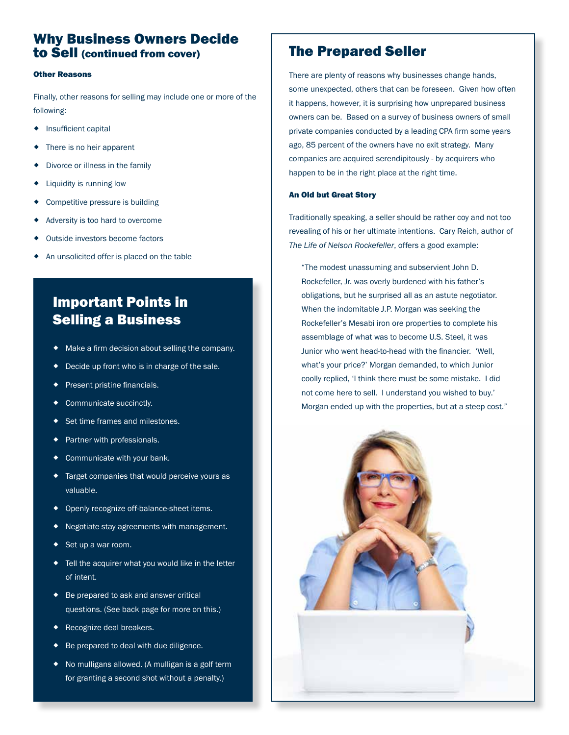## Why Business Owners Decide to Sell (continued from cover)

#### Other Reasons

Finally, other reasons for selling may include one or more of the following:

- Insufficient capital
- There is no heir apparent
- Divorce or illness in the family
- Liquidity is running low
- Competitive pressure is building
- Adversity is too hard to overcome
- Outside investors become factors
- An unsolicited offer is placed on the table

## Important Points in Selling a Business

- Make a firm decision about selling the company.
- Decide up front who is in charge of the sale.
- Present pristine financials.
- Communicate succinctly.
- Set time frames and milestones.
- Partner with professionals.
- Communicate with your bank.
- Target companies that would perceive yours as valuable.
- Openly recognize off-balance-sheet items.
- Negotiate stay agreements with management.
- Set up a war room.
- Tell the acquirer what you would like in the letter of intent.
- Be prepared to ask and answer critical questions. (See back page for more on this.)
- Recognize deal breakers.
- Be prepared to deal with due diligence.
- No mulligans allowed. (A mulligan is a golf term for granting a second shot without a penalty.)

## The Prepared Seller

There are plenty of reasons why businesses change hands, some unexpected, others that can be foreseen. Given how often it happens, however, it is surprising how unprepared business owners can be. Based on a survey of business owners of small private companies conducted by a leading CPA firm some years ago, 85 percent of the owners have no exit strategy. Many companies are acquired serendipitously - by acquirers who happen to be in the right place at the right time.

#### An Old but Great Story

Traditionally speaking, a seller should be rather coy and not too revealing of his or her ultimate intentions. Cary Reich, author of *The Life of Nelson Rockefeller*, offers a good example:

> "The modest unassuming and subservient John D. Rockefeller, Jr. was overly burdened with his father's obligations, but he surprised all as an astute negotiator. When the indomitable J.P. Morgan was seeking the Rockefeller's Mesabi iron ore properties to complete his assemblage of what was to become U.S. Steel, it was Junior who went head-to-head with the financier. 'Well, what's your price?' Morgan demanded, to which Junior coolly replied, 'I think there must be some mistake. I did not come here to sell. I understand you wished to buy.' Morgan ended up with the properties, but at a steep cost."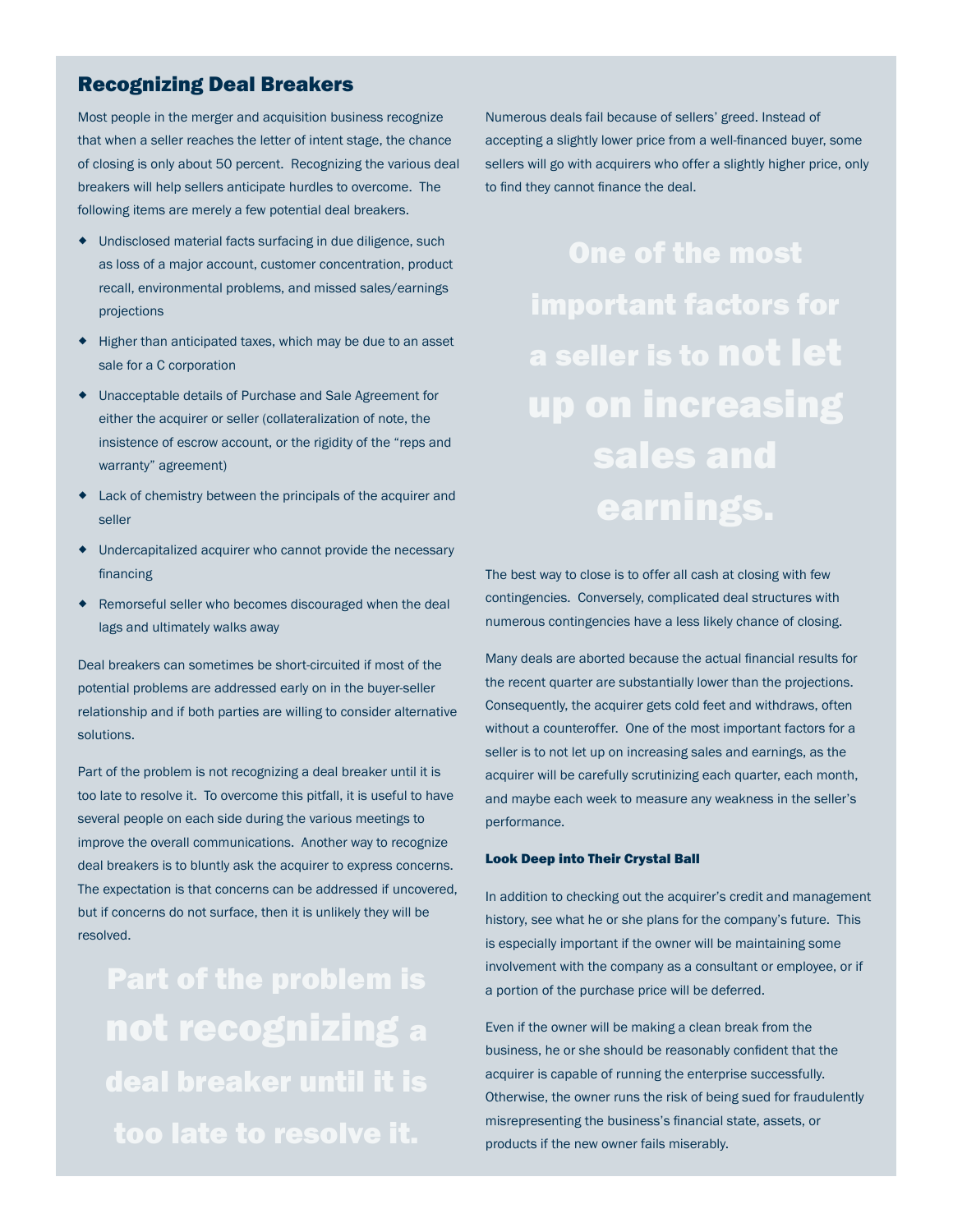## Recognizing Deal Breakers

Most people in the merger and acquisition business recognize that when a seller reaches the letter of intent stage, the chance of closing is only about 50 percent. Recognizing the various deal breakers will help sellers anticipate hurdles to overcome. The following items are merely a few potential deal breakers.

- Undisclosed material facts surfacing in due diligence, such as loss of a major account, customer concentration, product recall, environmental problems, and missed sales/earnings projections
- Higher than anticipated taxes, which may be due to an asset sale for a C corporation
- Unacceptable details of Purchase and Sale Agreement for either the acquirer or seller (collateralization of note, the insistence of escrow account, or the rigidity of the "reps and warranty" agreement)
- Lack of chemistry between the principals of the acquirer and seller
- Undercapitalized acquirer who cannot provide the necessary financing
- Remorseful seller who becomes discouraged when the deal lags and ultimately walks away

Deal breakers can sometimes be short-circuited if most of the potential problems are addressed early on in the buyer-seller relationship and if both parties are willing to consider alternative solutions.

Part of the problem is not recognizing a deal breaker until it is too late to resolve it. To overcome this pitfall, it is useful to have several people on each side during the various meetings to improve the overall communications. Another way to recognize deal breakers is to bluntly ask the acquirer to express concerns. The expectation is that concerns can be addressed if uncovered, but if concerns do not surface, then it is unlikely they will be resolved.

> **Part of the problem is not recognizing a deal breaker until it is too late to resolve it.**

Numerous deals fail because of sellers' greed. Instead of accepting a slightly lower price from a well-financed buyer, some sellers will go with acquirers who offer a slightly higher price, only to find they cannot finance the deal.

> **One of the most important factors for a seller is to not let up on increasing sales and earnings.**

The best way to close is to offer all cash at closing with few contingencies. Conversely, complicated deal structures with numerous contingencies have a less likely chance of closing.

Many deals are aborted because the actual financial results for the recent quarter are substantially lower than the projections. Consequently, the acquirer gets cold feet and withdraws, often without a counteroffer. One of the most important factors for a seller is to not let up on increasing sales and earnings, as the acquirer will be carefully scrutinizing each quarter, each month, and maybe each week to measure any weakness in the seller's performance.

### Look Deep into Their Crystal Ball

In addition to checking out the acquirer's credit and management history, see what he or she plans for the company's future. This is especially important if the owner will be maintaining some involvement with the company as a consultant or employee, or if a portion of the purchase price will be deferred.

Even if the owner will be making a clean break from the business, he or she should be reasonably confident that the acquirer is capable of running the enterprise successfully. Otherwise, the owner runs the risk of being sued for fraudulently misrepresenting the business's financial state, assets, or products if the new owner fails miserably.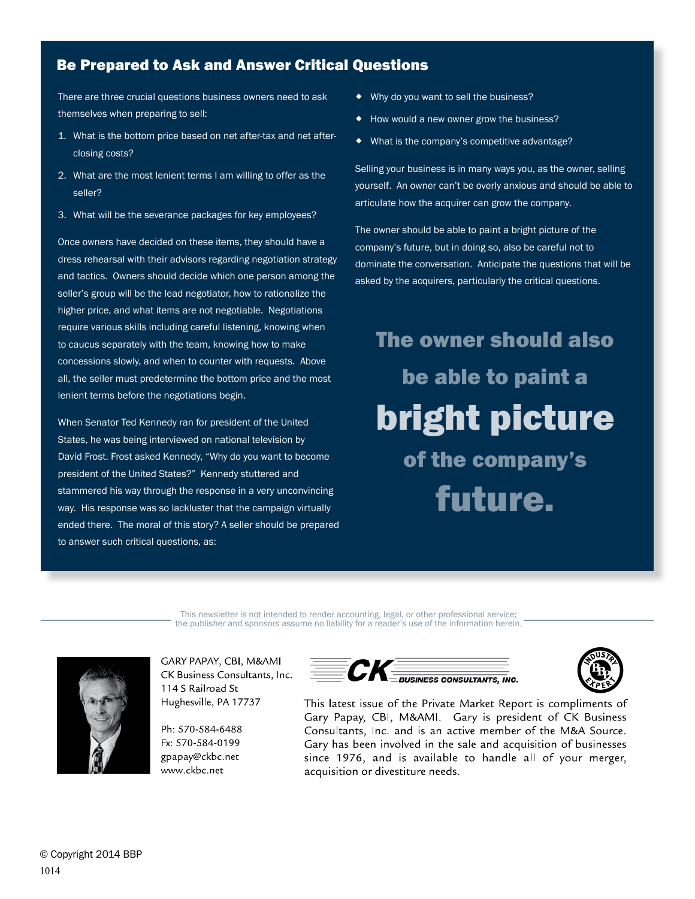## Be Prepared to Ask and Answer Critical Questions

There are three crucial questions business owners need to ask themselves when preparing to sell:

1. What is the bottom price based on net after-tax and net after-closing costs?
2. What are the most lenient terms I am willing to offer as the seller?
3. What will be the severance packages for key employees?

Once owners have decided on these items, they should have a dress rehearsal with their advisors regarding negotiation strategy and tactics. Owners should decide which one person among the seller's group will be the lead negotiator, how to rationalize the higher price, and what items are not negotiable. Negotiations require various skills including careful listening, knowing when to caucus separately with the team, knowing how to make concessions slowly, and when to counter with requests. Above all, the seller must predetermine the bottom price and the most lenient terms before the negotiations begin.

When Senator Ted Kennedy ran for president of the United States, he was being interviewed on national television by David Frost. Frost asked Kennedy, "Why do you want to become president of the United States?" Kennedy stuttered and stammered his way through the response in a very unconvincing way. His response was so lackluster that the campaign virtually ended there. The moral of this story? A seller should be prepared to answer such critical questions, as:

- Why do you want to sell the business?
- How would a new owner grow the business?
- What is the company's competitive advantage?

Selling your business is in many ways you, as the owner, selling yourself. An owner can't be overly anxious and should be able to articulate how the acquirer can grow the company.

The owner should be able to paint a bright picture of the company's future, but in doing so, also be careful not to dominate the conversation. Anticipate the questions that will be asked by the acquirers, particularly the critical questions.

**The owner should also be able to paint a bright picture of the company's future.**

This newsletter is not intended to render accounting, legal, or other professional service; the publisher and sponsors assume no liability for a reader's use of the information herein.

GARY PAPAY, CBI, M&AMI
CK Business Consultants, Inc.
114 S Railroad St
Hughesville, PA 17737

Ph: 570-584-6488
Fx: 570-584-0199
gpapay@ckbc.net
www.ckbc.net

CK BUSINESS CONSULTANTS, INC.

INDUSTRY EXPERT BBP

This latest issue of the Private Market Report is compliments of Gary Papay, CBI, M&AMI. Gary is president of CK Business Consultants, Inc. and is an active member of the M&A Source. Gary has been involved in the sale and acquisition of businesses since 1976, and is available to handle all of your merger, acquisition or divestiture needs.

© Copyright 2014 BBP

1014